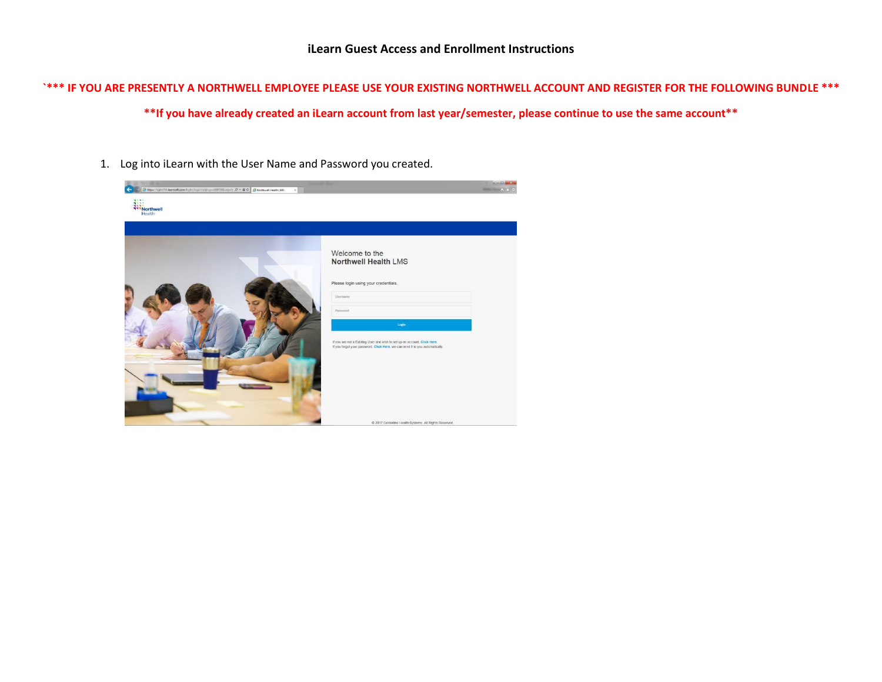# iLearn Guest Access and Enrollment Instructions

**`*** IF YOU ARE PRESENTLY A NORTHWELL EMPLOYEE PLEASE USE YOUR EXISTING NORTHWELL ACCOUNT AND REGISTER FOR THE FOLLOWING BUNDLE ***`**

****If you have already created an iLearn account from last year/semester, please continue to use the same account****

1. Log into iLearn with the User Name and Password you created.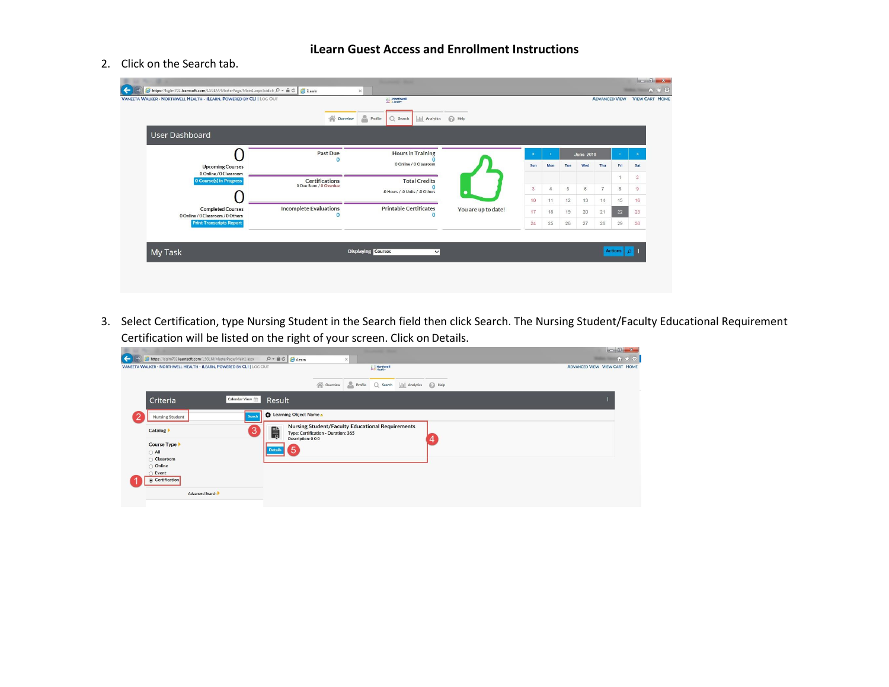# iLearn Guest Access and Enrollment Instructions

2. Click on the Search tab.

3. Select Certification, type Nursing Student in the Search field then click Search. The Nursing Student/Faculty Educational Requirement Certification will be listed on the right of your screen. Click on Details.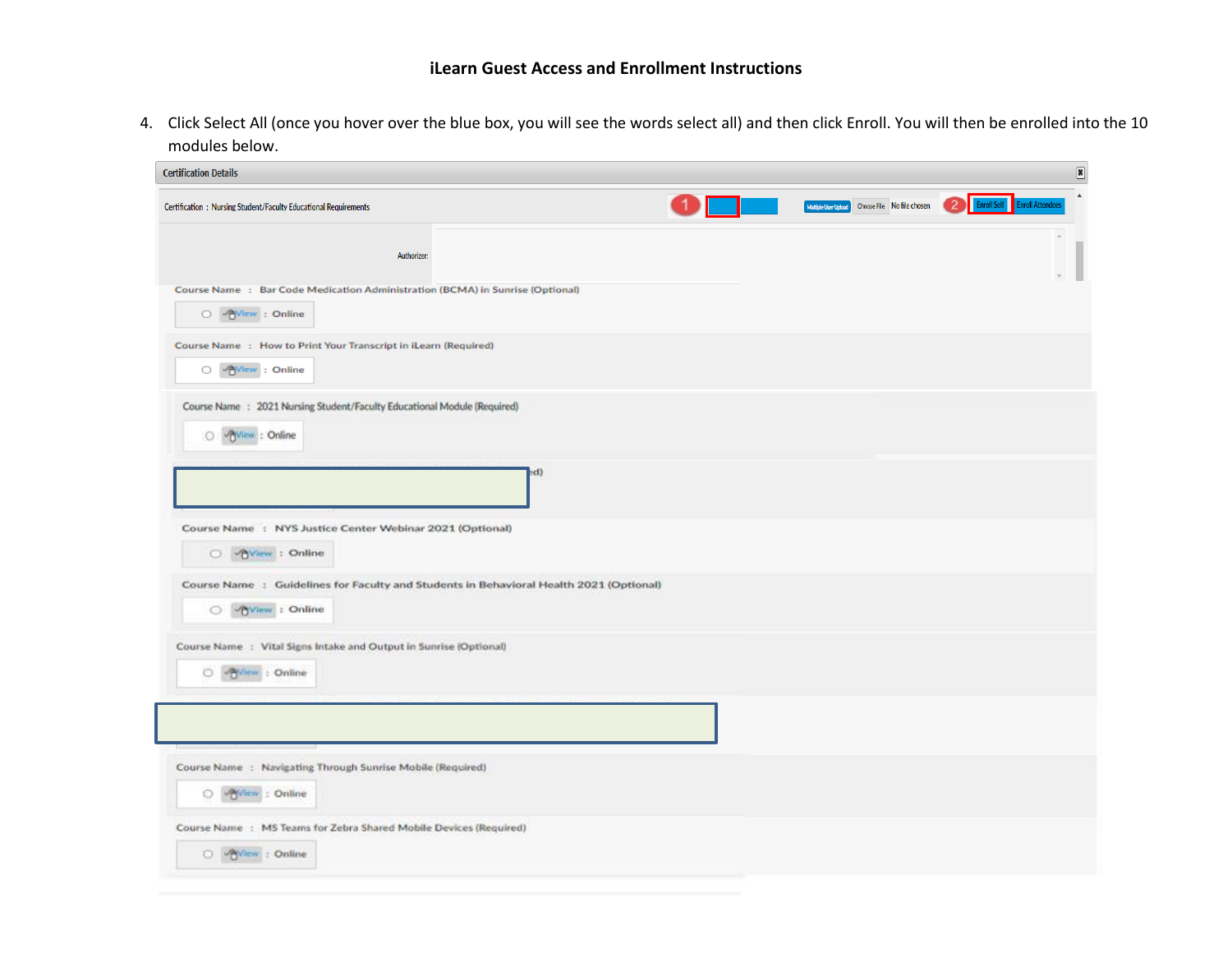# iLearn Guest Access and Enrollment Instructions

4. Click Select All (once you hover over the blue box, you will see the words select all) and then click Enroll. You will then be enrolled into the 10 modules below.

Certification Details

Certification : Nursing Student/Faculty Educational Requirements

1 | Multiple User Upload | Choose File | No file chosen | 2 | Enroll Self | Enroll Attendees

Authorizer:

Course Name : Bar Code Medication Administration (BCMA) in Sunrise (Optional)

View : Online

Course Name : How to Print Your Transcript in iLearn (Required)

View : Online

Course Name : 2021 Nursing Student/Faculty Educational Module (Required)

View : Online

ed)

Course Name : NYS Justice Center Webinar 2021 (Optional)

View : Online

Course Name : Guidelines for Faculty and Students in Behavioral Health 2021 (Optional)

View : Online

Course Name : Vital Signs Intake and Output in Sunrise (Optional)

View : Online

Course Name : Navigating Through Sunrise Mobile (Required)

View : Online

Course Name : MS Teams for Zebra Shared Mobile Devices (Required)

View : Online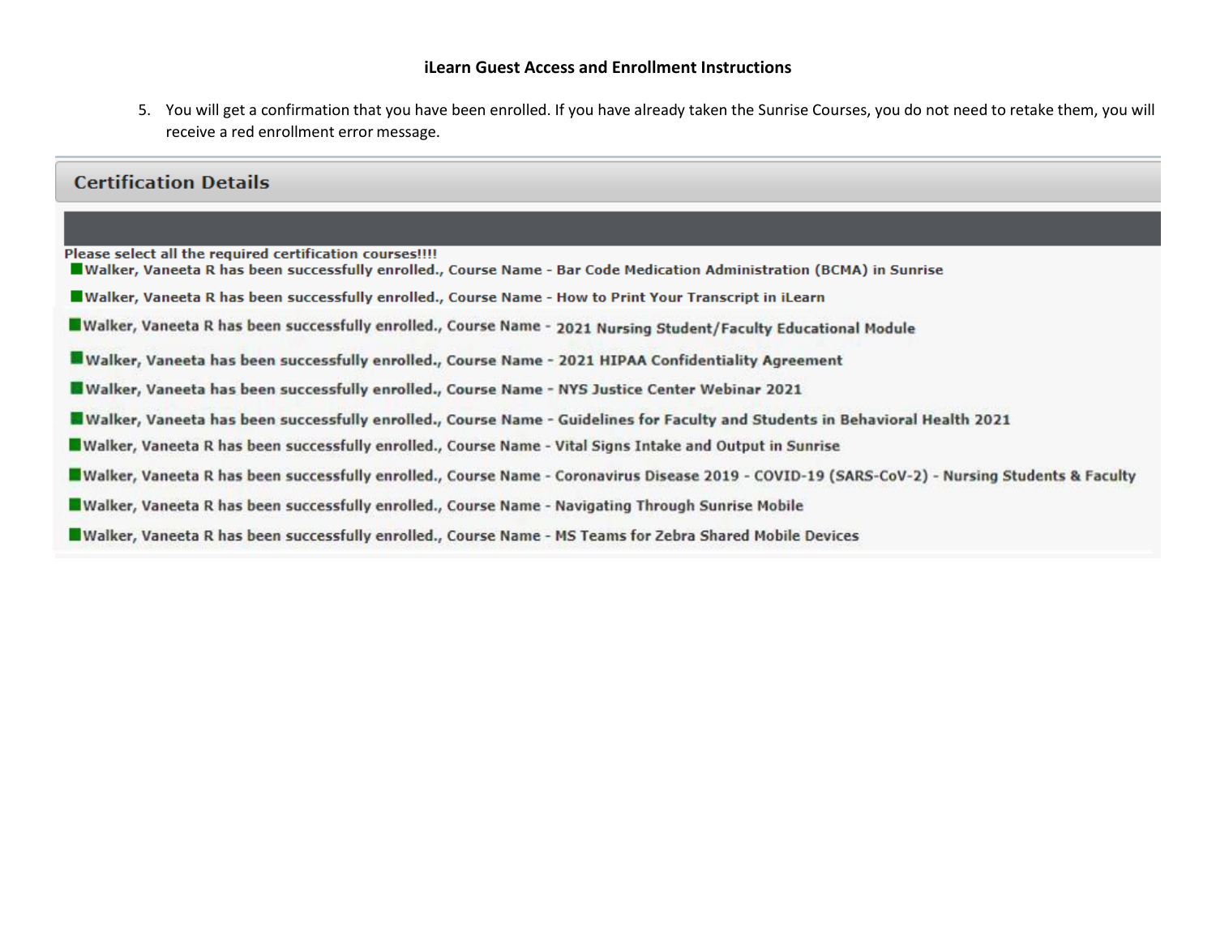## iLearn Guest Access and Enrollment Instructions

5. You will get a confirmation that you have been enrolled. If you have already taken the Sunrise Courses, you do not need to retake them, you will receive a red enrollment error message.

**Certification Details**

**Please select all the required certification courses!!!!**

- Walker, Vaneeta R has been successfully enrolled., Course Name - Bar Code Medication Administration (BCMA) in Sunrise
- Walker, Vaneeta R has been successfully enrolled., Course Name - How to Print Your Transcript in iLearn
- Walker, Vaneeta R has been successfully enrolled., Course Name - 2021 Nursing Student/Faculty Educational Module
- Walker, Vaneeta has been successfully enrolled., Course Name - 2021 HIPAA Confidentiality Agreement
- Walker, Vaneeta has been successfully enrolled., Course Name - NYS Justice Center Webinar 2021
- Walker, Vaneeta has been successfully enrolled., Course Name - Guidelines for Faculty and Students in Behavioral Health 2021
- Walker, Vaneeta R has been successfully enrolled., Course Name - Vital Signs Intake and Output in Sunrise
- Walker, Vaneeta R has been successfully enrolled., Course Name - Coronavirus Disease 2019 - COVID-19 (SARS-CoV-2) - Nursing Students & Faculty
- Walker, Vaneeta R has been successfully enrolled., Course Name - Navigating Through Sunrise Mobile
- Walker, Vaneeta R has been successfully enrolled., Course Name - MS Teams for Zebra Shared Mobile Devices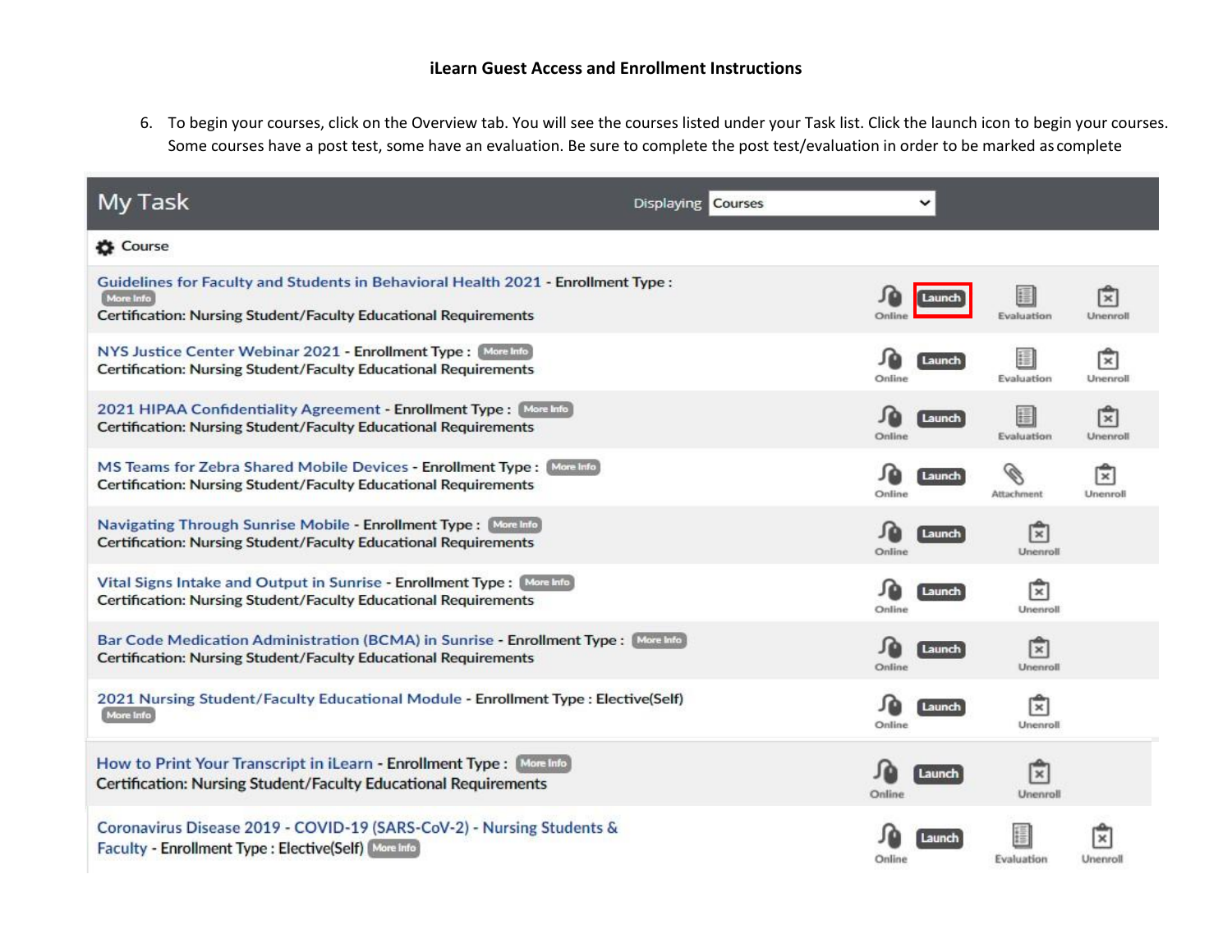**iLearn Guest Access and Enrollment Instructions**

6. To begin your courses, click on the Overview tab. You will see the courses listed under your Task list. Click the launch icon to begin your courses. Some courses have a post test, some have an evaluation. Be sure to complete the post test/evaluation in order to be marked as complete

My Task

Displaying Courses

Course

| | | | | |
|---|---|---|---|---|
| Guidelines for Faculty and Students in Behavioral Health 2021 - Enrollment Type : More Info<br>Certification: Nursing Student/Faculty Educational Requirements | Online | Launch | Evaluation | Unenroll |
| NYS Justice Center Webinar 2021 - Enrollment Type : More Info<br>Certification: Nursing Student/Faculty Educational Requirements | Online | Launch | Evaluation | Unenroll |
| 2021 HIPAA Confidentiality Agreement - Enrollment Type : More Info<br>Certification: Nursing Student/Faculty Educational Requirements | Online | Launch | Evaluation | Unenroll |
| MS Teams for Zebra Shared Mobile Devices - Enrollment Type : More Info<br>Certification: Nursing Student/Faculty Educational Requirements | Online | Launch | Attachment | Unenroll |
| Navigating Through Sunrise Mobile - Enrollment Type : More Info<br>Certification: Nursing Student/Faculty Educational Requirements | Online | Launch | Unenroll | |
| Vital Signs Intake and Output in Sunrise - Enrollment Type : More Info<br>Certification: Nursing Student/Faculty Educational Requirements | Online | Launch | Unenroll | |
| Bar Code Medication Administration (BCMA) in Sunrise - Enrollment Type : More Info<br>Certification: Nursing Student/Faculty Educational Requirements | Online | Launch | Unenroll | |
| 2021 Nursing Student/Faculty Educational Module - Enrollment Type : Elective(Self) More Info | Online | Launch | Unenroll | |
| How to Print Your Transcript in iLearn - Enrollment Type : More Info<br>Certification: Nursing Student/Faculty Educational Requirements | Online | Launch | Unenroll | |
| Coronavirus Disease 2019 - COVID-19 (SARS-CoV-2) - Nursing Students & Faculty - Enrollment Type : Elective(Self) More Info | Online | Launch | Evaluation | Unenroll |